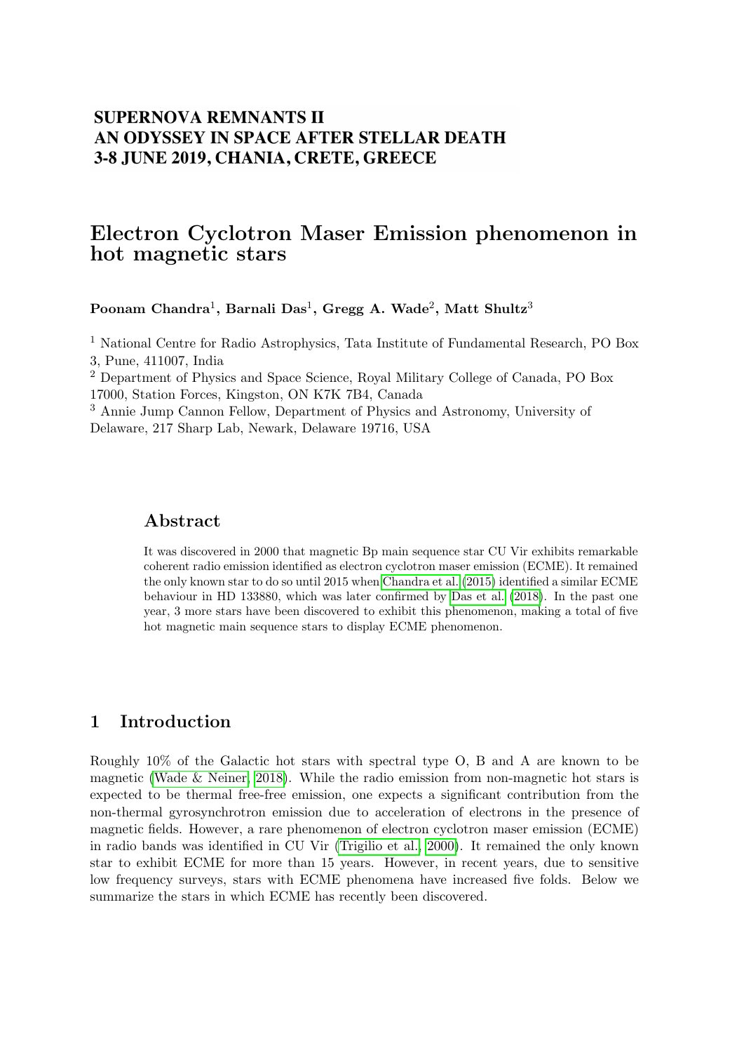**SUPERNOVA REMNANTS II**
**AN ODYSSEY IN SPACE AFTER STELLAR DEATH**
**3-8 JUNE 2019, CHANIA, CRETE, GREECE**

# Electron Cyclotron Maser Emission phenomenon in hot magnetic stars

**Poonam Chandra**[1]**, Barnali Das**[1]**, Gregg A. Wade**[2]**, Matt Shultz**[3]

[1] National Centre for Radio Astrophysics, Tata Institute of Fundamental Research, PO Box 3, Pune, 411007, India

[2] Department of Physics and Space Science, Royal Military College of Canada, PO Box 17000, Station Forces, Kingston, ON K7K 7B4, Canada

[3] Annie Jump Cannon Fellow, Department of Physics and Astronomy, University of Delaware, 217 Sharp Lab, Newark, Delaware 19716, USA

## Abstract

It was discovered in 2000 that magnetic Bp main sequence star CU Vir exhibits remarkable coherent radio emission identified as electron cyclotron maser emission (ECME). It remained the only known star to do so until 2015 when Chandra et al. (2015) identified a similar ECME behaviour in HD 133880, which was later confirmed by Das et al. (2018). In the past one year, 3 more stars have been discovered to exhibit this phenomenon, making a total of five hot magnetic main sequence stars to display ECME phenomenon.

## 1 Introduction

Roughly 10% of the Galactic hot stars with spectral type O, B and A are known to be magnetic (Wade & Neiner, 2018). While the radio emission from non-magnetic hot stars is expected to be thermal free-free emission, one expects a significant contribution from the non-thermal gyrosynchrotron emission due to acceleration of electrons in the presence of magnetic fields. However, a rare phenomenon of electron cyclotron maser emission (ECME) in radio bands was identified in CU Vir (Trigilio et al., 2000). It remained the only known star to exhibit ECME for more than 15 years. However, in recent years, due to sensitive low frequency surveys, stars with ECME phenomena have increased five folds. Below we summarize the stars in which ECME has recently been discovered.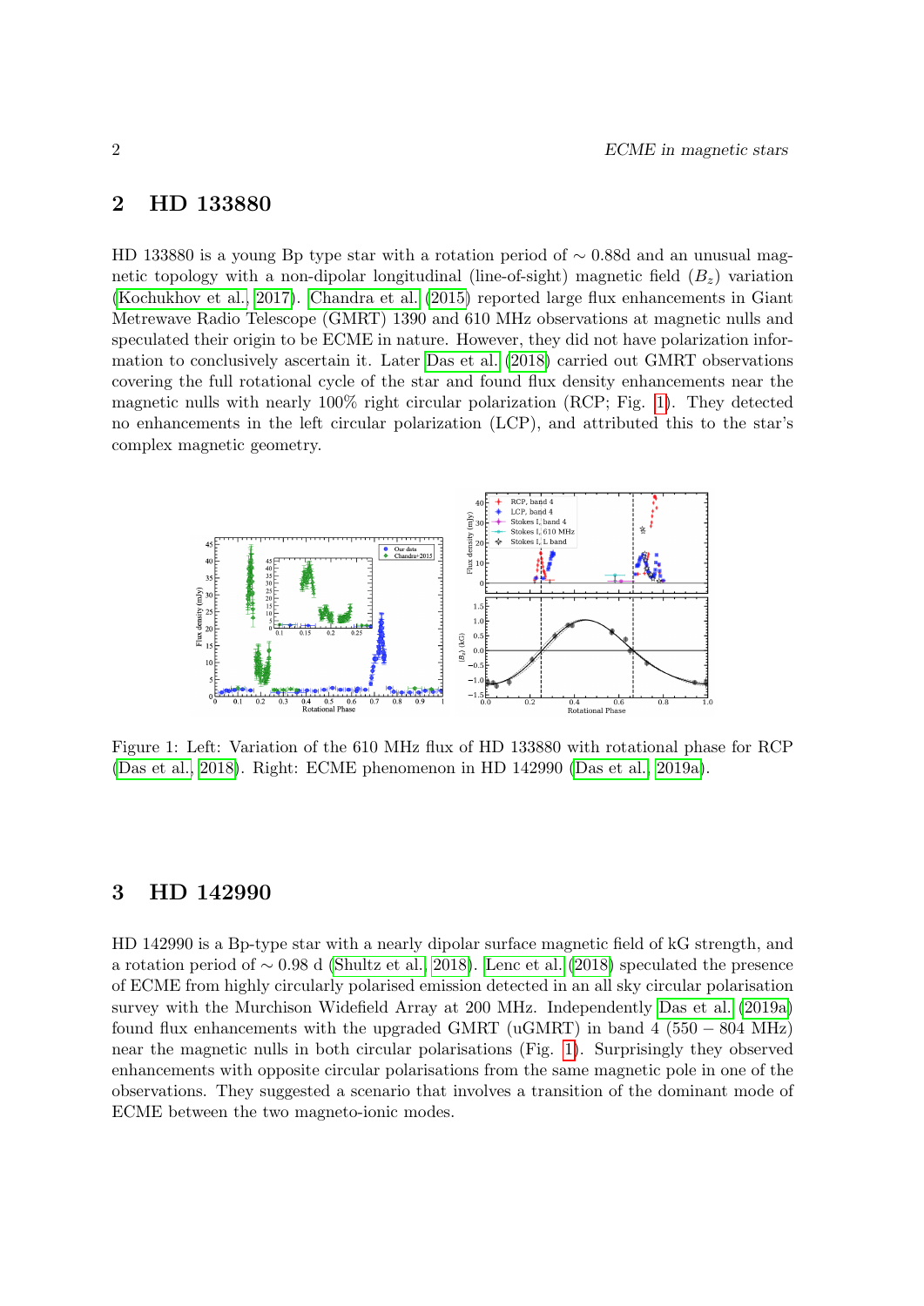## 2 HD 133880

HD 133880 is a young Bp type star with a rotation period of $\sim 0.88$d and an unusual magnetic topology with a non-dipolar longitudinal (line-of-sight) magnetic field ($B_z$) variation (Kochukhov et al., 2017). Chandra et al. (2015) reported large flux enhancements in Giant Metrewave Radio Telescope (GMRT) 1390 and 610 MHz observations at magnetic nulls and speculated their origin to be ECME in nature. However, they did not have polarization information to conclusively ascertain it. Later Das et al. (2018) carried out GMRT observations covering the full rotational cycle of the star and found flux density enhancements near the magnetic nulls with nearly 100% right circular polarization (RCP; Fig. 1). They detected no enhancements in the left circular polarization (LCP), and attributed this to the star's complex magnetic geometry.

Figure 1: Left: Variation of the 610 MHz flux of HD 133880 with rotational phase for RCP (Das et al., 2018). Right: ECME phenomenon in HD 142990 (Das et al., 2019a).

## 3 HD 142990

HD 142990 is a Bp-type star with a nearly dipolar surface magnetic field of kG strength, and a rotation period of $\sim 0.98$ d (Shultz et al., 2018). Lenc et al. (2018) speculated the presence of ECME from highly circularly polarised emission detected in an all sky circular polarisation survey with the Murchison Widefield Array at 200 MHz. Independently Das et al. (2019a) found flux enhancements with the upgraded GMRT (uGMRT) in band 4 (550 – 804 MHz) near the magnetic nulls in both circular polarisations (Fig. 1). Surprisingly they observed enhancements with opposite circular polarisations from the same magnetic pole in one of the observations. They suggested a scenario that involves a transition of the dominant mode of ECME between the two magneto-ionic modes.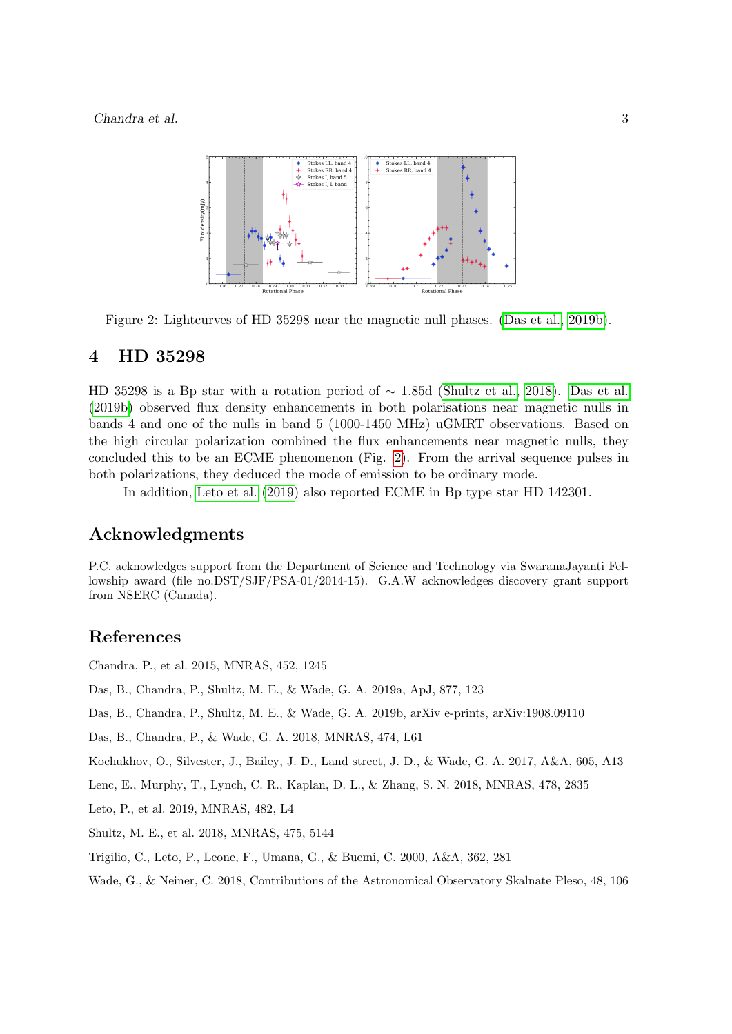Stokes LL, band 4
Stokes RR, band 4
Stokes I, band 5
Stokes I, L band

Flux density(mJy)

Rotational Phase

Stokes LL, band 4
Stokes RR, band 4

Rotational Phase

Figure 2: Lightcurves of HD 35298 near the magnetic null phases. (Das et al., 2019b).

## 4 HD 35298

HD 35298 is a Bp star with a rotation period of $\sim$ 1.85d (Shultz et al., 2018). Das et al. (2019b) observed flux density enhancements in both polarisations near magnetic nulls in bands 4 and one of the nulls in band 5 (1000-1450 MHz) uGMRT observations. Based on the high circular polarization combined the flux enhancements near magnetic nulls, they concluded this to be an ECME phenomenon (Fig. 2). From the arrival sequence pulses in both polarizations, they deduced the mode of emission to be ordinary mode.

In addition, Leto et al. (2019) also reported ECME in Bp type star HD 142301.

## Acknowledgments

P.C. acknowledges support from the Department of Science and Technology via SwaranaJayanti Fellowship award (file no.DST/SJF/PSA-01/2014-15). G.A.W acknowledges discovery grant support from NSERC (Canada).

## References

Chandra, P., et al. 2015, MNRAS, 452, 1245

Das, B., Chandra, P., Shultz, M. E., & Wade, G. A. 2019a, ApJ, 877, 123

Das, B., Chandra, P., Shultz, M. E., & Wade, G. A. 2019b, arXiv e-prints, arXiv:1908.09110

Das, B., Chandra, P., & Wade, G. A. 2018, MNRAS, 474, L61

Kochukhov, O., Silvester, J., Bailey, J. D., Land street, J. D., & Wade, G. A. 2017, A&A, 605, A13

Lenc, E., Murphy, T., Lynch, C. R., Kaplan, D. L., & Zhang, S. N. 2018, MNRAS, 478, 2835

Leto, P., et al. 2019, MNRAS, 482, L4

Shultz, M. E., et al. 2018, MNRAS, 475, 5144

Trigilio, C., Leto, P., Leone, F., Umana, G., & Buemi, C. 2000, A&A, 362, 281

Wade, G., & Neiner, C. 2018, Contributions of the Astronomical Observatory Skalnate Pleso, 48, 106